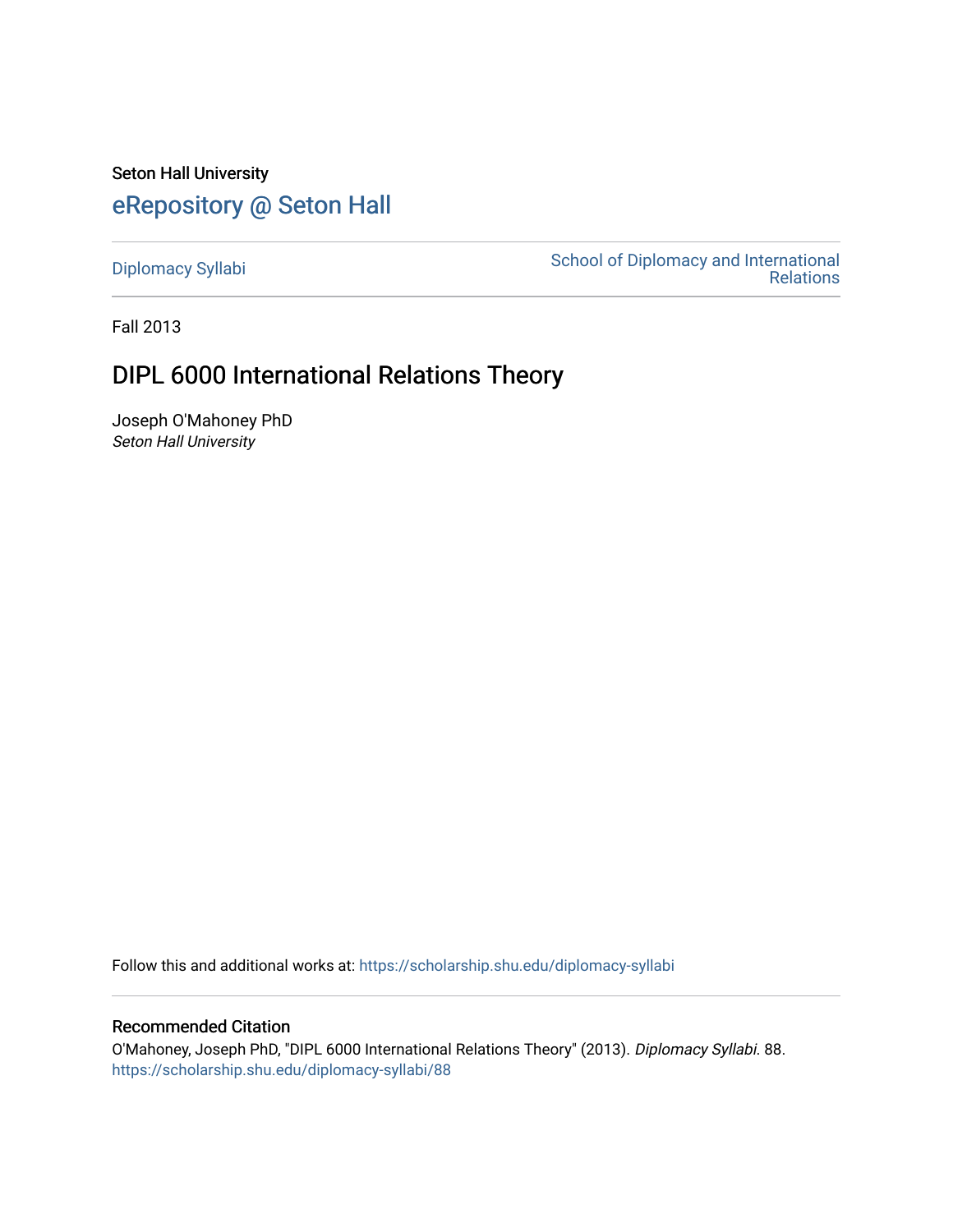Seton Hall University

# eRepository @ Seton Hall

Diplomacy Syllabi | School of Diplomacy and International Relations

Fall 2013

## DIPL 6000 International Relations Theory

Joseph O'Mahoney PhD
*Seton Hall University*

Follow this and additional works at: https://scholarship.shu.edu/diplomacy-syllabi

### Recommended Citation

O'Mahoney, Joseph PhD, "DIPL 6000 International Relations Theory" (2013). *Diplomacy Syllabi*. 88.
https://scholarship.shu.edu/diplomacy-syllabi/88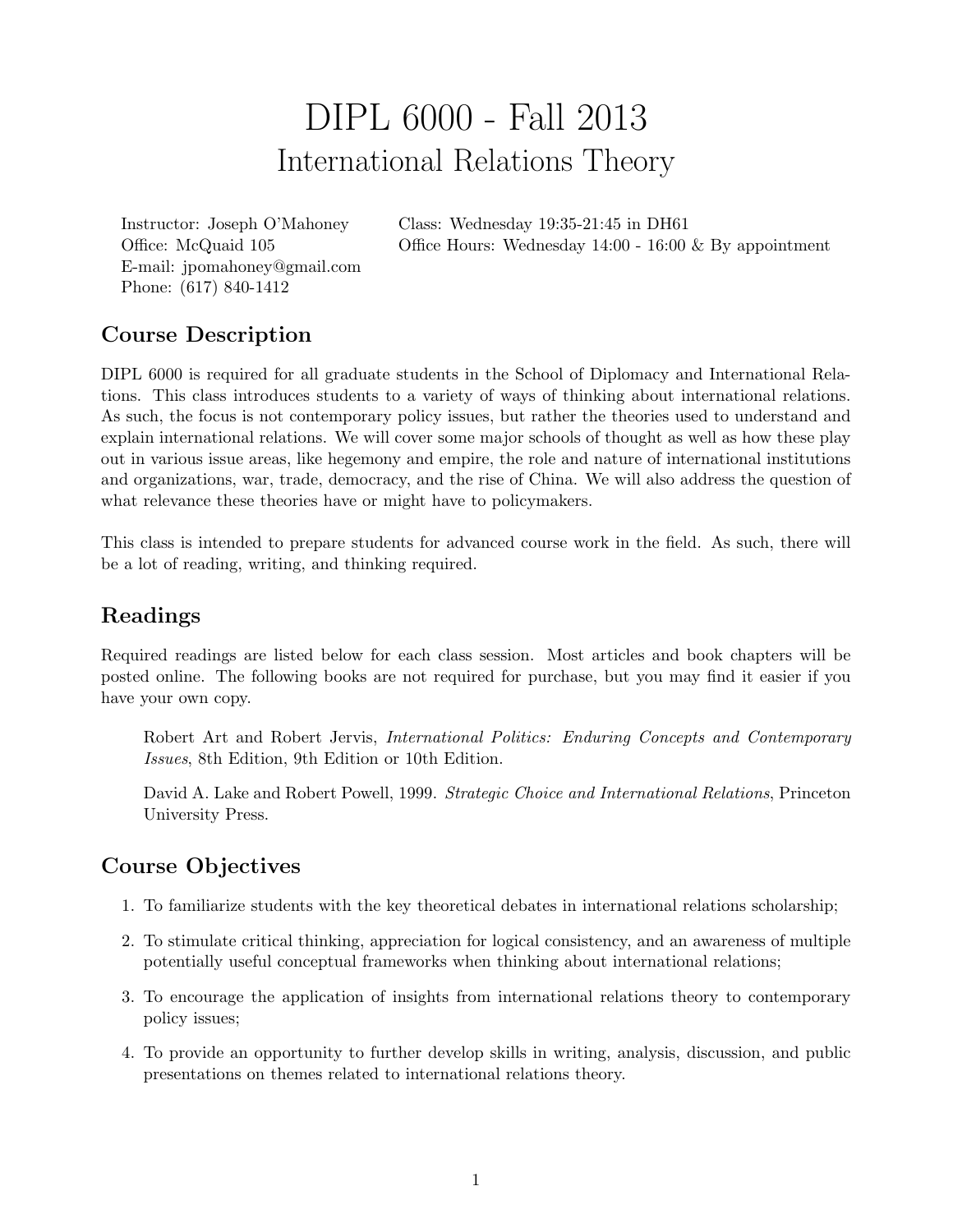# DIPL 6000 - Fall 2013

## International Relations Theory

Instructor: Joseph O'Mahoney
Office: McQuaid 105
E-mail: jpomahoney@gmail.com
Phone: (617) 840-1412

Class: Wednesday 19:35-21:45 in DH61
Office Hours: Wednesday 14:00 - 16:00 & By appointment

### Course Description

DIPL 6000 is required for all graduate students in the School of Diplomacy and International Relations. This class introduces students to a variety of ways of thinking about international relations. As such, the focus is not contemporary policy issues, but rather the theories used to understand and explain international relations. We will cover some major schools of thought as well as how these play out in various issue areas, like hegemony and empire, the role and nature of international institutions and organizations, war, trade, democracy, and the rise of China. We will also address the question of what relevance these theories have or might have to policymakers.

This class is intended to prepare students for advanced course work in the field. As such, there will be a lot of reading, writing, and thinking required.

### Readings

Required readings are listed below for each class session. Most articles and book chapters will be posted online. The following books are not required for purchase, but you may find it easier if you have your own copy.

Robert Art and Robert Jervis, *International Politics: Enduring Concepts and Contemporary Issues*, 8th Edition, 9th Edition or 10th Edition.

David A. Lake and Robert Powell, 1999. *Strategic Choice and International Relations*, Princeton University Press.

### Course Objectives

1. To familiarize students with the key theoretical debates in international relations scholarship;
2. To stimulate critical thinking, appreciation for logical consistency, and an awareness of multiple potentially useful conceptual frameworks when thinking about international relations;
3. To encourage the application of insights from international relations theory to contemporary policy issues;
4. To provide an opportunity to further develop skills in writing, analysis, discussion, and public presentations on themes related to international relations theory.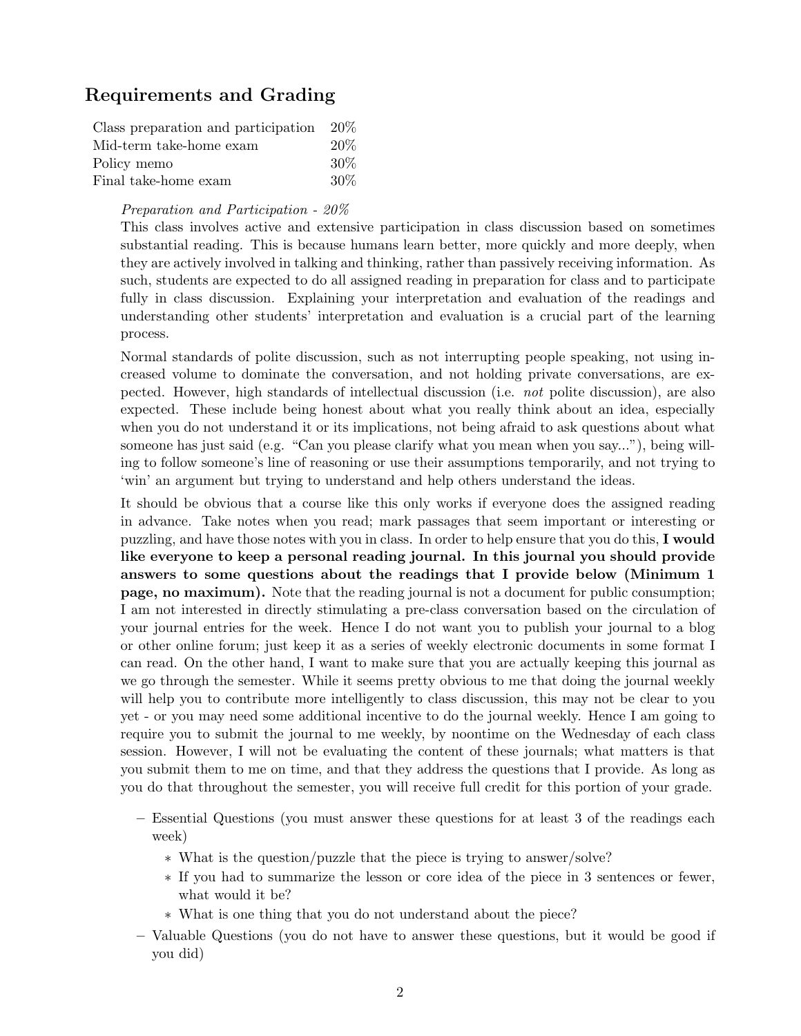## Requirements and Grading

| | |
|---|---|
| Class preparation and participation | 20% |
| Mid-term take-home exam | 20% |
| Policy memo | 30% |
| Final take-home exam | 30% |

*Preparation and Participation - 20%*

This class involves active and extensive participation in class discussion based on sometimes substantial reading. This is because humans learn better, more quickly and more deeply, when they are actively involved in talking and thinking, rather than passively receiving information. As such, students are expected to do all assigned reading in preparation for class and to participate fully in class discussion. Explaining your interpretation and evaluation of the readings and understanding other students' interpretation and evaluation is a crucial part of the learning process.

Normal standards of polite discussion, such as not interrupting people speaking, not using increased volume to dominate the conversation, and not holding private conversations, are expected. However, high standards of intellectual discussion (i.e. *not* polite discussion), are also expected. These include being honest about what you really think about an idea, especially when you do not understand it or its implications, not being afraid to ask questions about what someone has just said (e.g. "Can you please clarify what you mean when you say..."), being willing to follow someone's line of reasoning or use their assumptions temporarily, and not trying to 'win' an argument but trying to understand and help others understand the ideas.

It should be obvious that a course like this only works if everyone does the assigned reading in advance. Take notes when you read; mark passages that seem important or interesting or puzzling, and have those notes with you in class. In order to help ensure that you do this, **I would like everyone to keep a personal reading journal. In this journal you should provide answers to some questions about the readings that I provide below (Minimum 1 page, no maximum).** Note that the reading journal is not a document for public consumption; I am not interested in directly stimulating a pre-class conversation based on the circulation of your journal entries for the week. Hence I do not want you to publish your journal to a blog or other online forum; just keep it as a series of weekly electronic documents in some format I can read. On the other hand, I want to make sure that you are actually keeping this journal as we go through the semester. While it seems pretty obvious to me that doing the journal weekly will help you to contribute more intelligently to class discussion, this may not be clear to you yet - or you may need some additional incentive to do the journal weekly. Hence I am going to require you to submit the journal to me weekly, by noontime on the Wednesday of each class session. However, I will not be evaluating the content of these journals; what matters is that you submit them to me on time, and that they address the questions that I provide. As long as you do that throughout the semester, you will receive full credit for this portion of your grade.

- Essential Questions (you must answer these questions for at least 3 of the readings each week)
  - What is the question/puzzle that the piece is trying to answer/solve?
  - If you had to summarize the lesson or core idea of the piece in 3 sentences or fewer, what would it be?
  - What is one thing that you do not understand about the piece?
- Valuable Questions (you do not have to answer these questions, but it would be good if you did)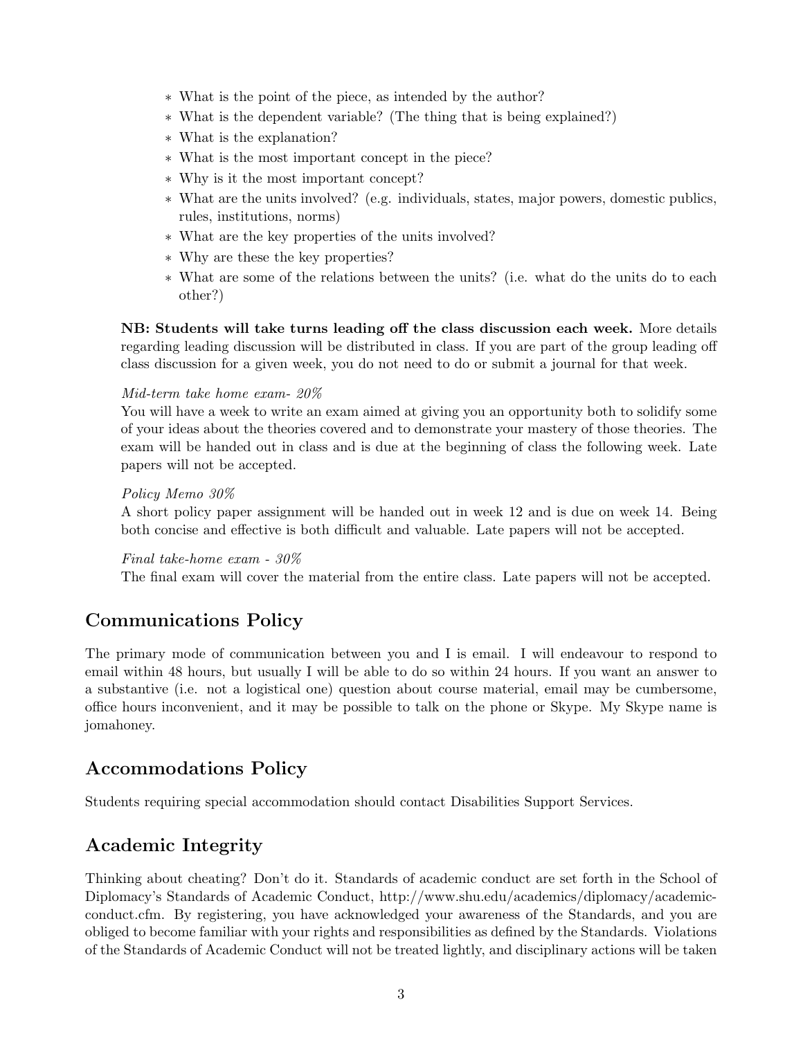- What is the point of the piece, as intended by the author?
- What is the dependent variable? (The thing that is being explained?)
- What is the explanation?
- What is the most important concept in the piece?
- Why is it the most important concept?
- What are the units involved? (e.g. individuals, states, major powers, domestic publics, rules, institutions, norms)
- What are the key properties of the units involved?
- Why are these the key properties?
- What are some of the relations between the units? (i.e. what do the units do to each other?)

**NB: Students will take turns leading off the class discussion each week.** More details regarding leading discussion will be distributed in class. If you are part of the group leading off class discussion for a given week, you do not need to do or submit a journal for that week.

*Mid-term take home exam- 20%*
You will have a week to write an exam aimed at giving you an opportunity both to solidify some of your ideas about the theories covered and to demonstrate your mastery of those theories. The exam will be handed out in class and is due at the beginning of class the following week. Late papers will not be accepted.

*Policy Memo 30%*
A short policy paper assignment will be handed out in week 12 and is due on week 14. Being both concise and effective is both difficult and valuable. Late papers will not be accepted.

*Final take-home exam - 30%*
The final exam will cover the material from the entire class. Late papers will not be accepted.

## Communications Policy

The primary mode of communication between you and I is email. I will endeavour to respond to email within 48 hours, but usually I will be able to do so within 24 hours. If you want an answer to a substantive (i.e. not a logistical one) question about course material, email may be cumbersome, office hours inconvenient, and it may be possible to talk on the phone or Skype. My Skype name is jomahoney.

## Accommodations Policy

Students requiring special accommodation should contact Disabilities Support Services.

## Academic Integrity

Thinking about cheating? Don't do it. Standards of academic conduct are set forth in the School of Diplomacy's Standards of Academic Conduct, http://www.shu.edu/academics/diplomacy/academic-conduct.cfm. By registering, you have acknowledged your awareness of the Standards, and you are obliged to become familiar with your rights and responsibilities as defined by the Standards. Violations of the Standards of Academic Conduct will not be treated lightly, and disciplinary actions will be taken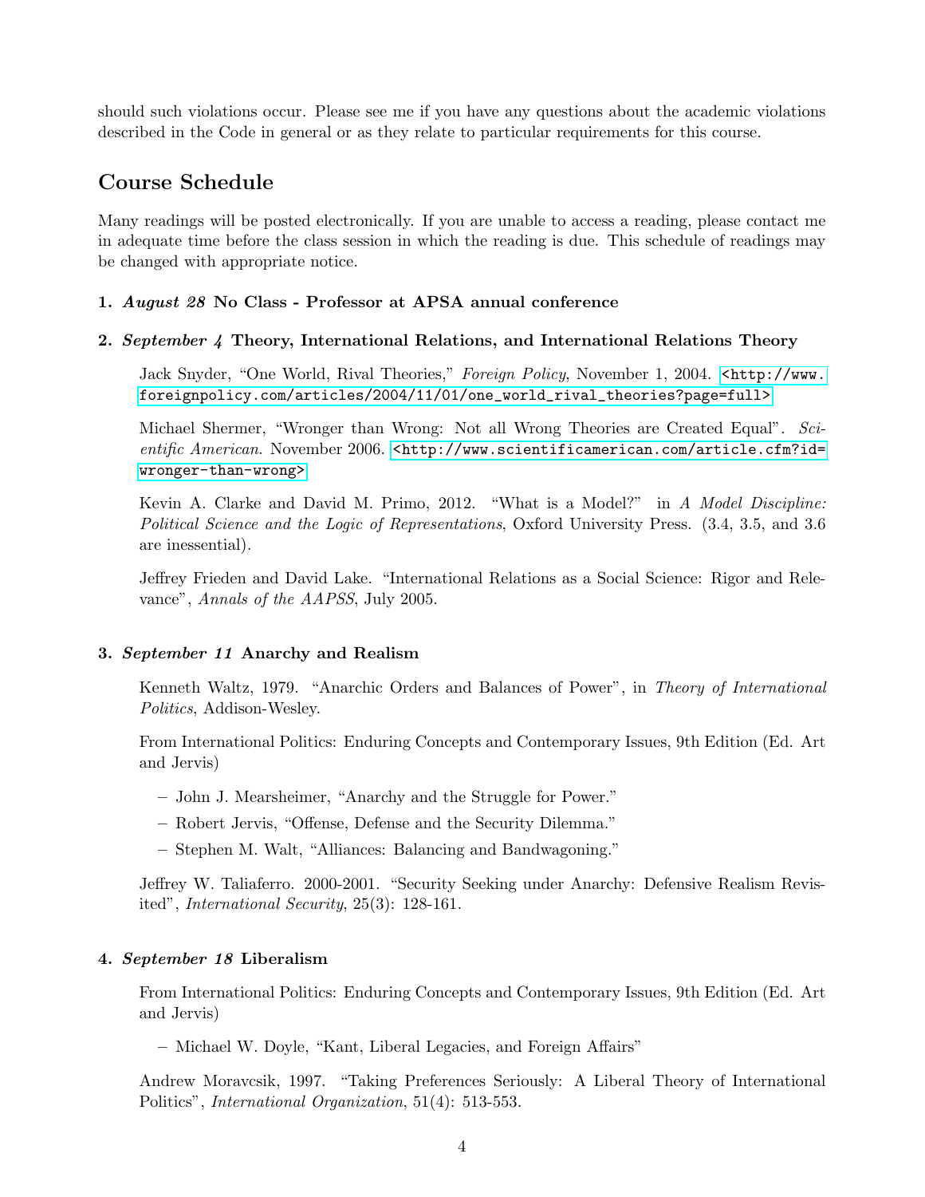should such violations occur. Please see me if you have any questions about the academic violations described in the Code in general or as they relate to particular requirements for this course.

## Course Schedule

Many readings will be posted electronically. If you are unable to access a reading, please contact me in adequate time before the class session in which the reading is due. This schedule of readings may be changed with appropriate notice.

**1.** ***August 28*** **No Class - Professor at APSA annual conference**

**2.** ***September 4*** **Theory, International Relations, and International Relations Theory**

Jack Snyder, "One World, Rival Theories," *Foreign Policy*, November 1, 2004. <http://www.foreignpolicy.com/articles/2004/11/01/one_world_rival_theories?page=full>

Michael Shermer, "Wronger than Wrong: Not all Wrong Theories are Created Equal". *Scientific American*. November 2006. <http://www.scientificamerican.com/article.cfm?id=wronger-than-wrong>

Kevin A. Clarke and David M. Primo, 2012. "What is a Model?" in *A Model Discipline: Political Science and the Logic of Representations*, Oxford University Press. (3.4, 3.5, and 3.6 are inessential).

Jeffrey Frieden and David Lake. "International Relations as a Social Science: Rigor and Relevance", *Annals of the AAPSS*, July 2005.

**3.** ***September 11*** **Anarchy and Realism**

Kenneth Waltz, 1979. "Anarchic Orders and Balances of Power", in *Theory of International Politics*, Addison-Wesley.

From International Politics: Enduring Concepts and Contemporary Issues, 9th Edition (Ed. Art and Jervis)

- John J. Mearsheimer, "Anarchy and the Struggle for Power."
- Robert Jervis, "Offense, Defense and the Security Dilemma."
- Stephen M. Walt, "Alliances: Balancing and Bandwagoning."

Jeffrey W. Taliaferro. 2000-2001. "Security Seeking under Anarchy: Defensive Realism Revisited", *International Security*, 25(3): 128-161.

**4.** ***September 18*** **Liberalism**

From International Politics: Enduring Concepts and Contemporary Issues, 9th Edition (Ed. Art and Jervis)

- Michael W. Doyle, "Kant, Liberal Legacies, and Foreign Affairs"

Andrew Moravcsik, 1997. "Taking Preferences Seriously: A Liberal Theory of International Politics", *International Organization*, 51(4): 513-553.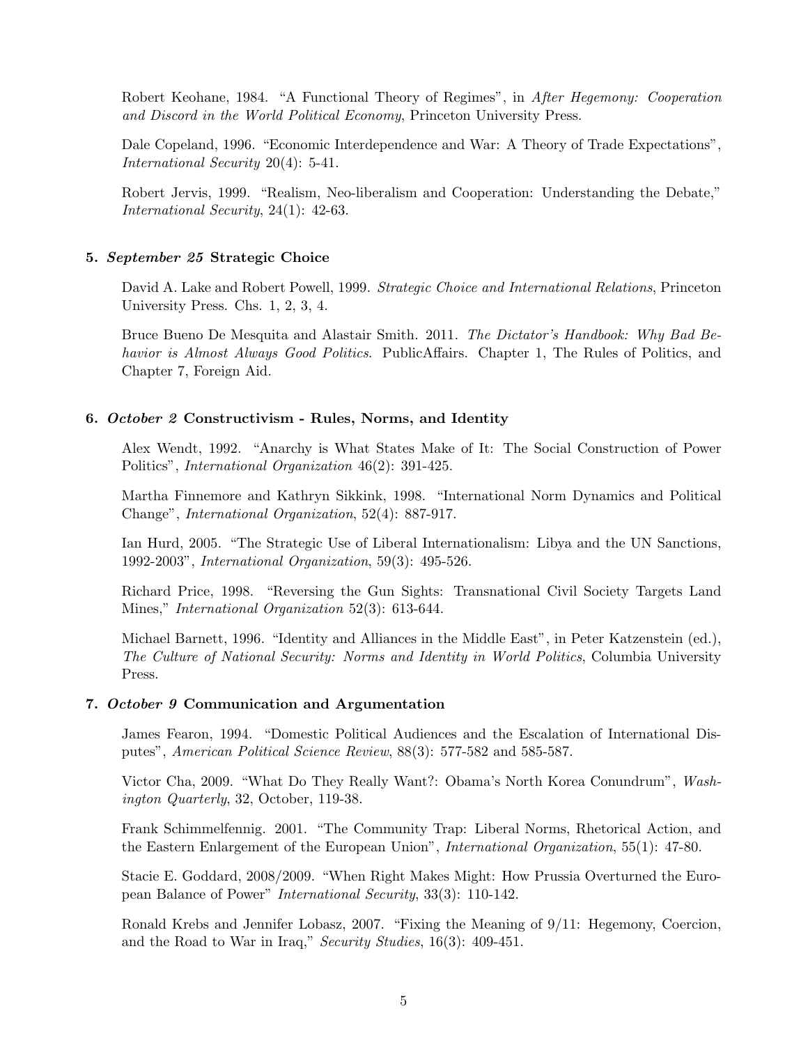Robert Keohane, 1984. "A Functional Theory of Regimes", in *After Hegemony: Cooperation and Discord in the World Political Economy*, Princeton University Press.

Dale Copeland, 1996. "Economic Interdependence and War: A Theory of Trade Expectations", *International Security* 20(4): 5-41.

Robert Jervis, 1999. "Realism, Neo-liberalism and Cooperation: Understanding the Debate," *International Security*, 24(1): 42-63.

### 5. *September 25* Strategic Choice

David A. Lake and Robert Powell, 1999. *Strategic Choice and International Relations*, Princeton University Press. Chs. 1, 2, 3, 4.

Bruce Bueno De Mesquita and Alastair Smith. 2011. *The Dictator's Handbook: Why Bad Behavior is Almost Always Good Politics*. PublicAffairs. Chapter 1, The Rules of Politics, and Chapter 7, Foreign Aid.

### 6. *October 2* Constructivism - Rules, Norms, and Identity

Alex Wendt, 1992. "Anarchy is What States Make of It: The Social Construction of Power Politics", *International Organization* 46(2): 391-425.

Martha Finnemore and Kathryn Sikkink, 1998. "International Norm Dynamics and Political Change", *International Organization*, 52(4): 887-917.

Ian Hurd, 2005. "The Strategic Use of Liberal Internationalism: Libya and the UN Sanctions, 1992-2003", *International Organization*, 59(3): 495-526.

Richard Price, 1998. "Reversing the Gun Sights: Transnational Civil Society Targets Land Mines," *International Organization* 52(3): 613-644.

Michael Barnett, 1996. "Identity and Alliances in the Middle East", in Peter Katzenstein (ed.), *The Culture of National Security: Norms and Identity in World Politics*, Columbia University Press.

### 7. *October 9* Communication and Argumentation

James Fearon, 1994. "Domestic Political Audiences and the Escalation of International Disputes", *American Political Science Review*, 88(3): 577-582 and 585-587.

Victor Cha, 2009. "What Do They Really Want?: Obama's North Korea Conundrum", *Washington Quarterly*, 32, October, 119-38.

Frank Schimmelfennig. 2001. "The Community Trap: Liberal Norms, Rhetorical Action, and the Eastern Enlargement of the European Union", *International Organization*, 55(1): 47-80.

Stacie E. Goddard, 2008/2009. "When Right Makes Might: How Prussia Overturned the European Balance of Power" *International Security*, 33(3): 110-142.

Ronald Krebs and Jennifer Lobasz, 2007. "Fixing the Meaning of 9/11: Hegemony, Coercion, and the Road to War in Iraq," *Security Studies*, 16(3): 409-451.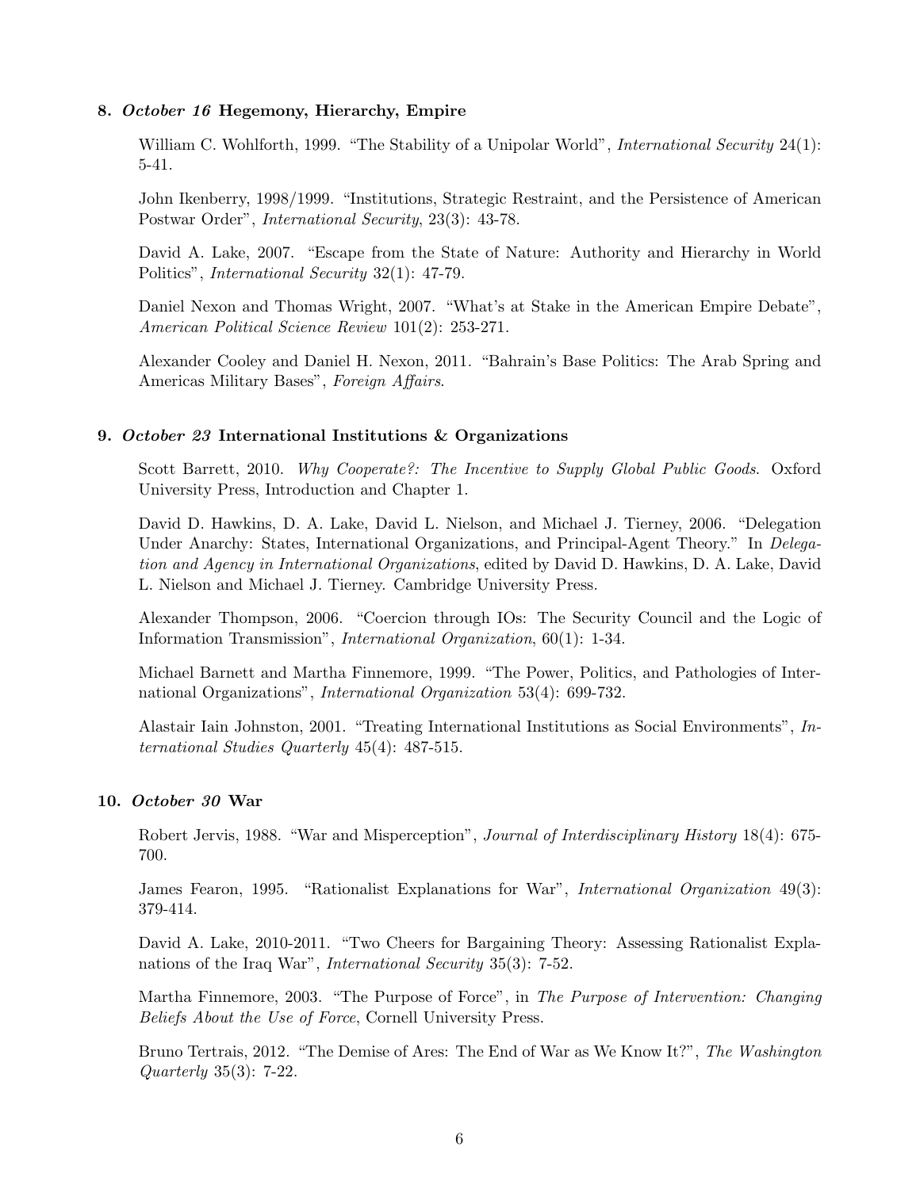### 8. *October 16* Hegemony, Hierarchy, Empire

William C. Wohlforth, 1999. "The Stability of a Unipolar World", *International Security* 24(1): 5-41.

John Ikenberry, 1998/1999. "Institutions, Strategic Restraint, and the Persistence of American Postwar Order", *International Security*, 23(3): 43-78.

David A. Lake, 2007. "Escape from the State of Nature: Authority and Hierarchy in World Politics", *International Security* 32(1): 47-79.

Daniel Nexon and Thomas Wright, 2007. "What's at Stake in the American Empire Debate", *American Political Science Review* 101(2): 253-271.

Alexander Cooley and Daniel H. Nexon, 2011. "Bahrain's Base Politics: The Arab Spring and Americas Military Bases", *Foreign Affairs*.

### 9. *October 23* International Institutions & Organizations

Scott Barrett, 2010. *Why Cooperate?: The Incentive to Supply Global Public Goods*. Oxford University Press, Introduction and Chapter 1.

David D. Hawkins, D. A. Lake, David L. Nielson, and Michael J. Tierney, 2006. "Delegation Under Anarchy: States, International Organizations, and Principal-Agent Theory." In *Delegation and Agency in International Organizations*, edited by David D. Hawkins, D. A. Lake, David L. Nielson and Michael J. Tierney. Cambridge University Press.

Alexander Thompson, 2006. "Coercion through IOs: The Security Council and the Logic of Information Transmission", *International Organization*, 60(1): 1-34.

Michael Barnett and Martha Finnemore, 1999. "The Power, Politics, and Pathologies of International Organizations", *International Organization* 53(4): 699-732.

Alastair Iain Johnston, 2001. "Treating International Institutions as Social Environments", *International Studies Quarterly* 45(4): 487-515.

### 10. *October 30* War

Robert Jervis, 1988. "War and Misperception", *Journal of Interdisciplinary History* 18(4): 675-700.

James Fearon, 1995. "Rationalist Explanations for War", *International Organization* 49(3): 379-414.

David A. Lake, 2010-2011. "Two Cheers for Bargaining Theory: Assessing Rationalist Explanations of the Iraq War", *International Security* 35(3): 7-52.

Martha Finnemore, 2003. "The Purpose of Force", in *The Purpose of Intervention: Changing Beliefs About the Use of Force*, Cornell University Press.

Bruno Tertrais, 2012. "The Demise of Ares: The End of War as We Know It?", *The Washington Quarterly* 35(3): 7-22.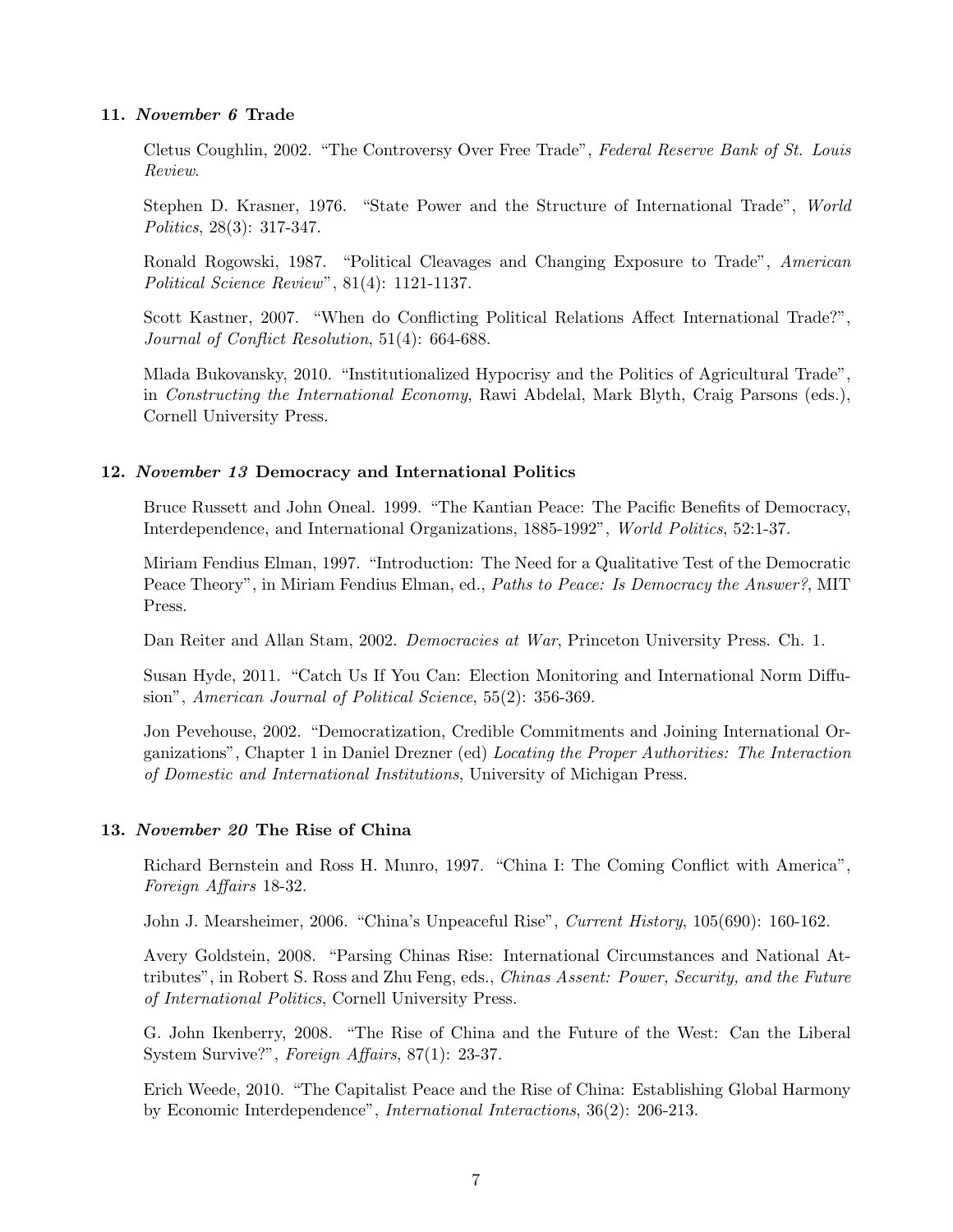### 11. *November 6* Trade

Cletus Coughlin, 2002. "The Controversy Over Free Trade", *Federal Reserve Bank of St. Louis Review*.

Stephen D. Krasner, 1976. "State Power and the Structure of International Trade", *World Politics*, 28(3): 317-347.

Ronald Rogowski, 1987. "Political Cleavages and Changing Exposure to Trade", *American Political Science Review*", 81(4): 1121-1137.

Scott Kastner, 2007. "When do Conflicting Political Relations Affect International Trade?", *Journal of Conflict Resolution*, 51(4): 664-688.

Mlada Bukovansky, 2010. "Institutionalized Hypocrisy and the Politics of Agricultural Trade", in *Constructing the International Economy*, Rawi Abdelal, Mark Blyth, Craig Parsons (eds.), Cornell University Press.

### 12. *November 13* Democracy and International Politics

Bruce Russett and John Oneal. 1999. "The Kantian Peace: The Pacific Benefits of Democracy, Interdependence, and International Organizations, 1885-1992", *World Politics*, 52:1-37.

Miriam Fendius Elman, 1997. "Introduction: The Need for a Qualitative Test of the Democratic Peace Theory", in Miriam Fendius Elman, ed., *Paths to Peace: Is Democracy the Answer?*, MIT Press.

Dan Reiter and Allan Stam, 2002. *Democracies at War*, Princeton University Press. Ch. 1.

Susan Hyde, 2011. "Catch Us If You Can: Election Monitoring and International Norm Diffusion", *American Journal of Political Science*, 55(2): 356-369.

Jon Pevehouse, 2002. "Democratization, Credible Commitments and Joining International Organizations", Chapter 1 in Daniel Drezner (ed) *Locating the Proper Authorities: The Interaction of Domestic and International Institutions*, University of Michigan Press.

### 13. *November 20* The Rise of China

Richard Bernstein and Ross H. Munro, 1997. "China I: The Coming Conflict with America", *Foreign Affairs* 18-32.

John J. Mearsheimer, 2006. "China's Unpeaceful Rise", *Current History*, 105(690): 160-162.

Avery Goldstein, 2008. "Parsing Chinas Rise: International Circumstances and National Attributes", in Robert S. Ross and Zhu Feng, eds., *Chinas Assent: Power, Security, and the Future of International Politics*, Cornell University Press.

G. John Ikenberry, 2008. "The Rise of China and the Future of the West: Can the Liberal System Survive?", *Foreign Affairs*, 87(1): 23-37.

Erich Weede, 2010. "The Capitalist Peace and the Rise of China: Establishing Global Harmony by Economic Interdependence", *International Interactions*, 36(2): 206-213.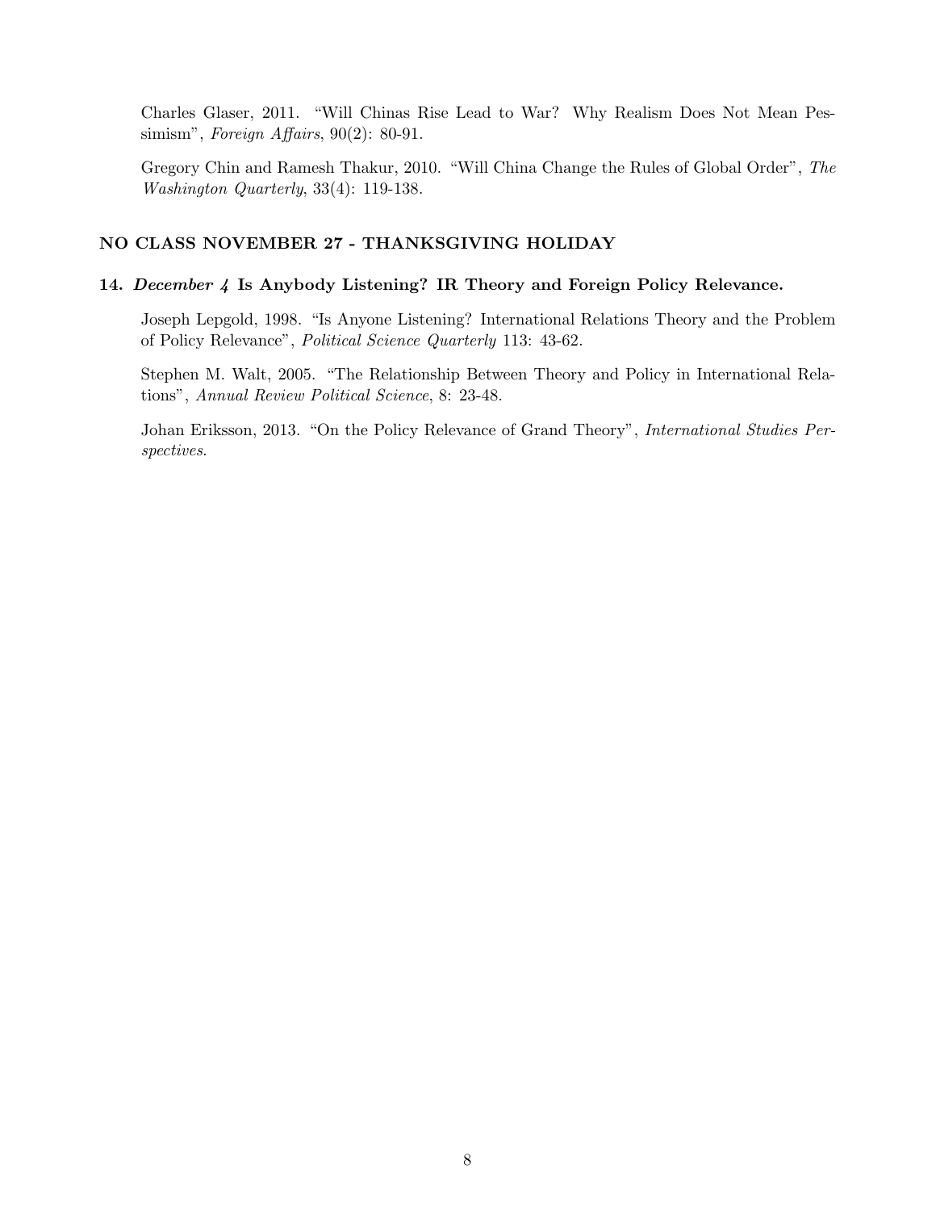Charles Glaser, 2011. "Will Chinas Rise Lead to War? Why Realism Does Not Mean Pessimism", *Foreign Affairs*, 90(2): 80-91.

Gregory Chin and Ramesh Thakur, 2010. "Will China Change the Rules of Global Order", *The Washington Quarterly*, 33(4): 119-138.

### NO CLASS NOVEMBER 27 - THANKSGIVING HOLIDAY

### 14. *December 4* Is Anybody Listening? IR Theory and Foreign Policy Relevance.

Joseph Lepgold, 1998. "Is Anyone Listening? International Relations Theory and the Problem of Policy Relevance", *Political Science Quarterly* 113: 43-62.

Stephen M. Walt, 2005. "The Relationship Between Theory and Policy in International Relations", *Annual Review Political Science*, 8: 23-48.

Johan Eriksson, 2013. "On the Policy Relevance of Grand Theory", *International Studies Perspectives*.